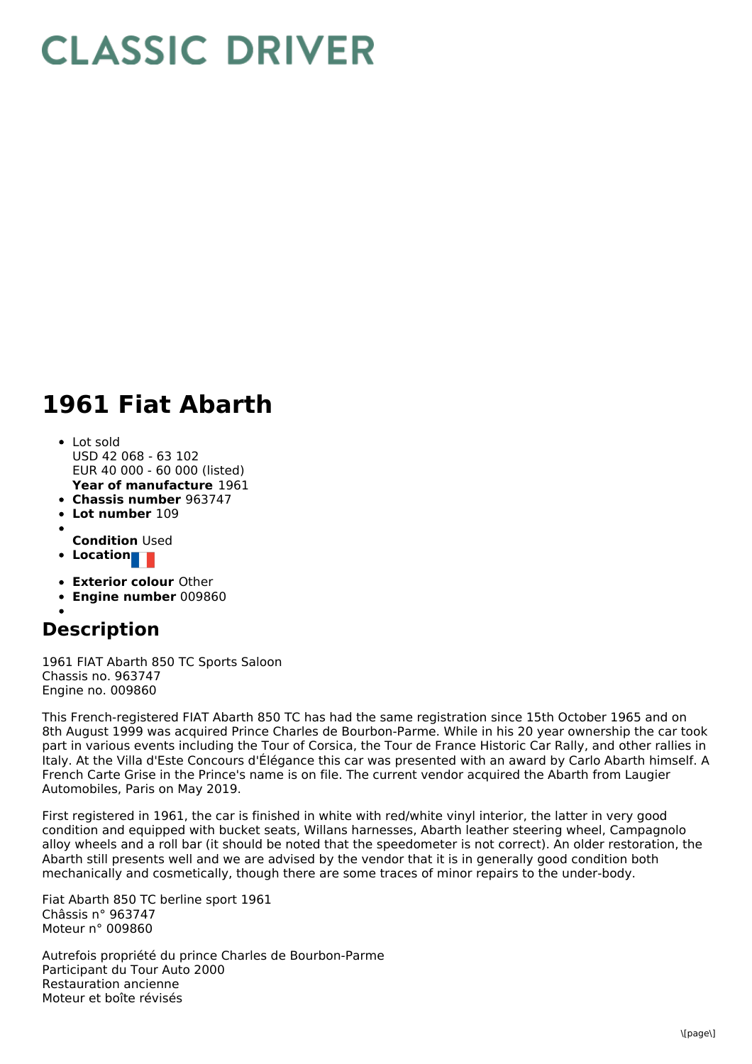# CLASSIC DRIVER

# 1961 Fiat Abarth

- Lot sold
  USD 42 068 - 63 102
  EUR 40 000 - 60 000 (listed)
  **Year of manufacture** 1961
- **Chassis number** 963747
- **Lot number** 109
- 
  **Condition** Used
- **Location**
- **Exterior colour** Other
- **Engine number** 009860
- 

## Description

1961 FIAT Abarth 850 TC Sports Saloon
Chassis no. 963747
Engine no. 009860

This French-registered FIAT Abarth 850 TC has had the same registration since 15th October 1965 and on 8th August 1999 was acquired Prince Charles de Bourbon-Parme. While in his 20 year ownership the car took part in various events including the Tour of Corsica, the Tour de France Historic Car Rally, and other rallies in Italy. At the Villa d'Este Concours d'Élégance this car was presented with an award by Carlo Abarth himself. A French Carte Grise in the Prince's name is on file. The current vendor acquired the Abarth from Laugier Automobiles, Paris on May 2019.

First registered in 1961, the car is finished in white with red/white vinyl interior, the latter in very good condition and equipped with bucket seats, Willans harnesses, Abarth leather steering wheel, Campagnolo alloy wheels and a roll bar (it should be noted that the speedometer is not correct). An older restoration, the Abarth still presents well and we are advised by the vendor that it is in generally good condition both mechanically and cosmetically, though there are some traces of minor repairs to the under-body.

Fiat Abarth 850 TC berline sport 1961
Châssis n° 963747
Moteur n° 009860

Autrefois propriété du prince Charles de Bourbon-Parme
Participant du Tour Auto 2000
Restauration ancienne
Moteur et boîte révisés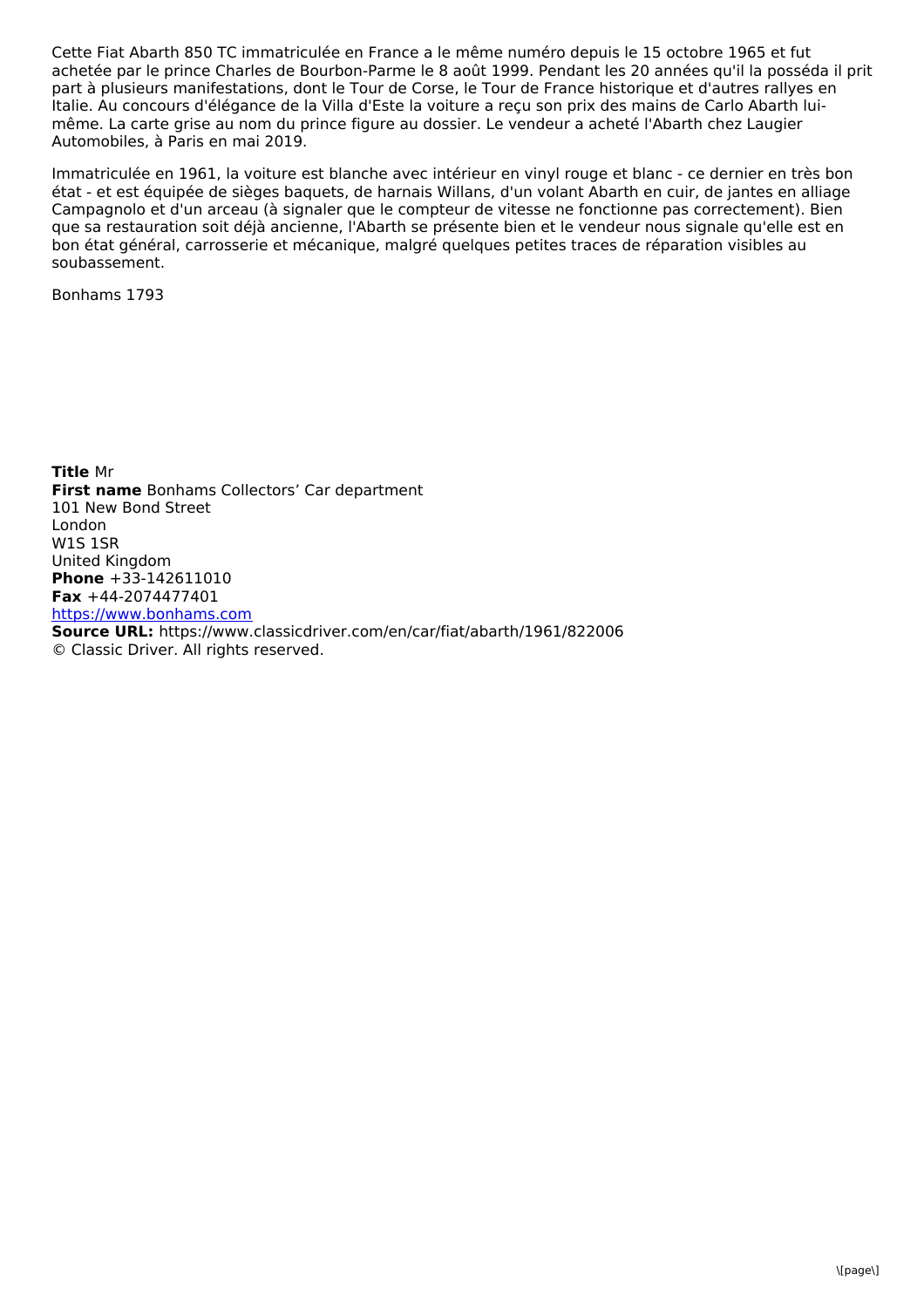Cette Fiat Abarth 850 TC immatriculée en France a le même numéro depuis le 15 octobre 1965 et fut achetée par le prince Charles de Bourbon-Parme le 8 août 1999. Pendant les 20 années qu'il la posséda il prit part à plusieurs manifestations, dont le Tour de Corse, le Tour de France historique et d'autres rallyes en Italie. Au concours d'élégance de la Villa d'Este la voiture a reçu son prix des mains de Carlo Abarth lui-même. La carte grise au nom du prince figure au dossier. Le vendeur a acheté l'Abarth chez Laugier Automobiles, à Paris en mai 2019.

Immatriculée en 1961, la voiture est blanche avec intérieur en vinyl rouge et blanc - ce dernier en très bon état - et est équipée de sièges baquets, de harnais Willans, d'un volant Abarth en cuir, de jantes en alliage Campagnolo et d'un arceau (à signaler que le compteur de vitesse ne fonctionne pas correctement). Bien que sa restauration soit déjà ancienne, l'Abarth se présente bien et le vendeur nous signale qu'elle est en bon état général, carrosserie et mécanique, malgré quelques petites traces de réparation visibles au soubassement.

Bonhams 1793

**Title** Mr
**First name** Bonhams Collectors' Car department
101 New Bond Street
London
W1S 1SR
United Kingdom
**Phone** +33-142611010
**Fax** +44-2074477401
https://www.bonhams.com
**Source URL:** https://www.classicdriver.com/en/car/fiat/abarth/1961/822006
© Classic Driver. All rights reserved.